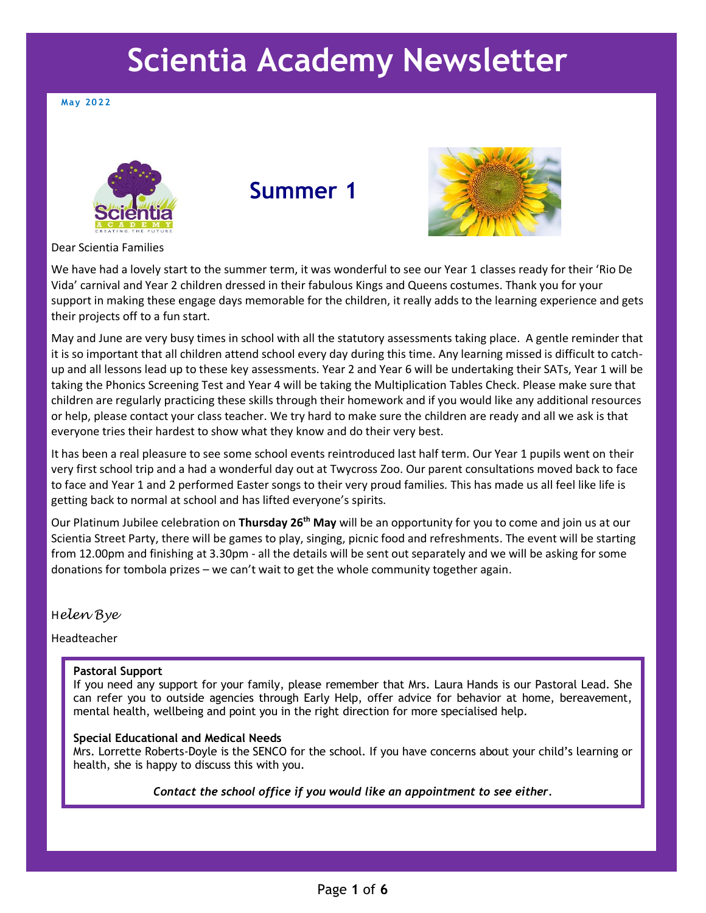# Scientia Academy Newsletter

**May 2022**

## Summer 1

Dear Scientia Families

We have had a lovely start to the summer term, it was wonderful to see our Year 1 classes ready for their 'Rio De Vida' carnival and Year 2 children dressed in their fabulous Kings and Queens costumes. Thank you for your support in making these engage days memorable for the children, it really adds to the learning experience and gets their projects off to a fun start.

May and June are very busy times in school with all the statutory assessments taking place. A gentle reminder that it is so important that all children attend school every day during this time. Any learning missed is difficult to catch-up and all lessons lead up to these key assessments. Year 2 and Year 6 will be undertaking their SATs, Year 1 will be taking the Phonics Screening Test and Year 4 will be taking the Multiplication Tables Check. Please make sure that children are regularly practicing these skills through their homework and if you would like any additional resources or help, please contact your class teacher. We try hard to make sure the children are ready and all we ask is that everyone tries their hardest to show what they know and do their very best.

It has been a real pleasure to see some school events reintroduced last half term. Our Year 1 pupils went on their very first school trip and a had a wonderful day out at Twycross Zoo. Our parent consultations moved back to face to face and Year 1 and 2 performed Easter songs to their very proud families. This has made us all feel like life is getting back to normal at school and has lifted everyone's spirits.

Our Platinum Jubilee celebration on **Thursday 26th May** will be an opportunity for you to come and join us at our Scientia Street Party, there will be games to play, singing, picnic food and refreshments. The event will be starting from 12.00pm and finishing at 3.30pm - all the details will be sent out separately and we will be asking for some donations for tombola prizes – we can't wait to get the whole community together again.

*Helen Bye*

Headteacher

**Pastoral Support**
If you need any support for your family, please remember that Mrs. Laura Hands is our Pastoral Lead. She can refer you to outside agencies through Early Help, offer advice for behavior at home, bereavement, mental health, wellbeing and point you in the right direction for more specialised help.

**Special Educational and Medical Needs**
Mrs. Lorrette Roberts-Doyle is the SENCO for the school. If you have concerns about your child's learning or health, she is happy to discuss this with you.

***Contact the school office if you would like an appointment to see either.***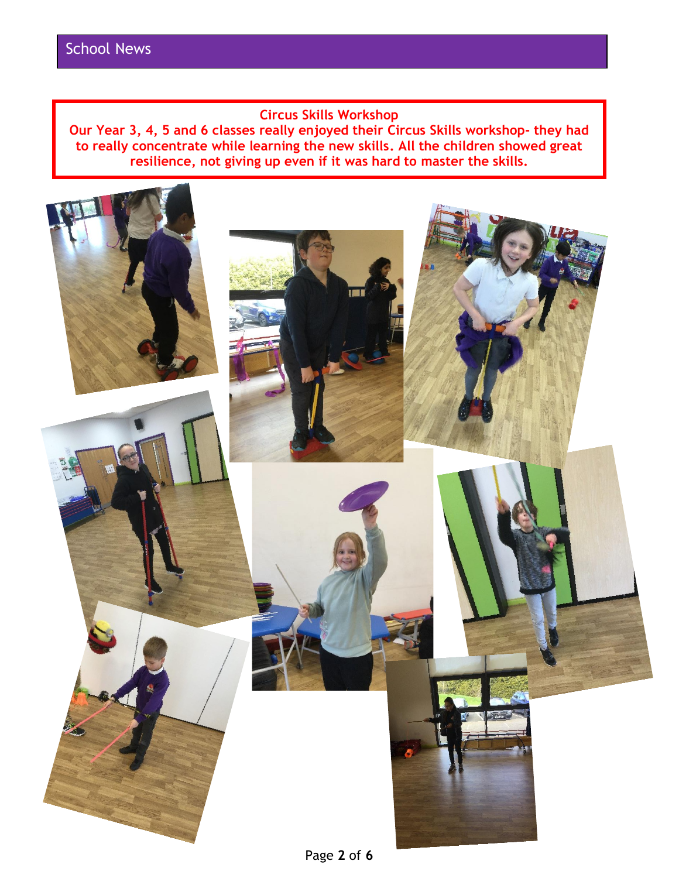School News

**Circus Skills Workshop**

**Our Year 3, 4, 5 and 6 classes really enjoyed their Circus Skills workshop- they had to really concentrate while learning the new skills. All the children showed great resilience, not giving up even if it was hard to master the skills.**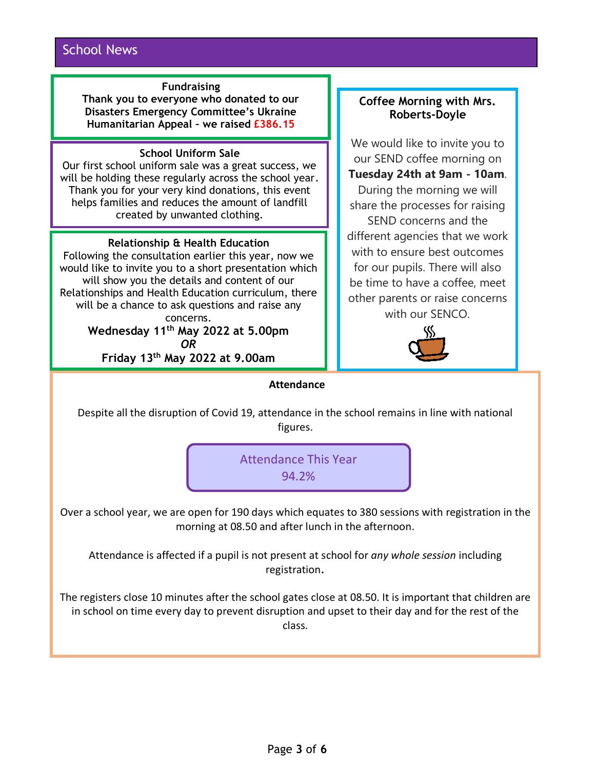## School News

### Fundraising

**Thank you to everyone who donated to our Disasters Emergency Committee's Ukraine Humanitarian Appeal – we raised £386.15**

### School Uniform Sale

Our first school uniform sale was a great success, we will be holding these regularly across the school year. Thank you for your very kind donations, this event helps families and reduces the amount of landfill created by unwanted clothing.

### Relationship & Health Education

Following the consultation earlier this year, now we would like to invite you to a short presentation which will show you the details and content of our Relationships and Health Education curriculum, there will be a chance to ask questions and raise any concerns.

**Wednesday 11th May 2022 at 5.00pm**

***OR***

**Friday 13th May 2022 at 9.00am**

### Coffee Morning with Mrs. Roberts-Doyle

We would like to invite you to our SEND coffee morning on **Tuesday 24th at 9am - 10am**. During the morning we will share the processes for raising SEND concerns and the different agencies that we work with to ensure best outcomes for our pupils. There will also be time to have a coffee, meet other parents or raise concerns with our SENCO.

### Attendance

Despite all the disruption of Covid 19, attendance in the school remains in line with national figures.

Attendance This Year
94.2%

Over a school year, we are open for 190 days which equates to 380 sessions with registration in the morning at 08.50 and after lunch in the afternoon.

Attendance is affected if a pupil is not present at school for *any whole session* including registration.

The registers close 10 minutes after the school gates close at 08.50. It is important that children are in school on time every day to prevent disruption and upset to their day and for the rest of the class.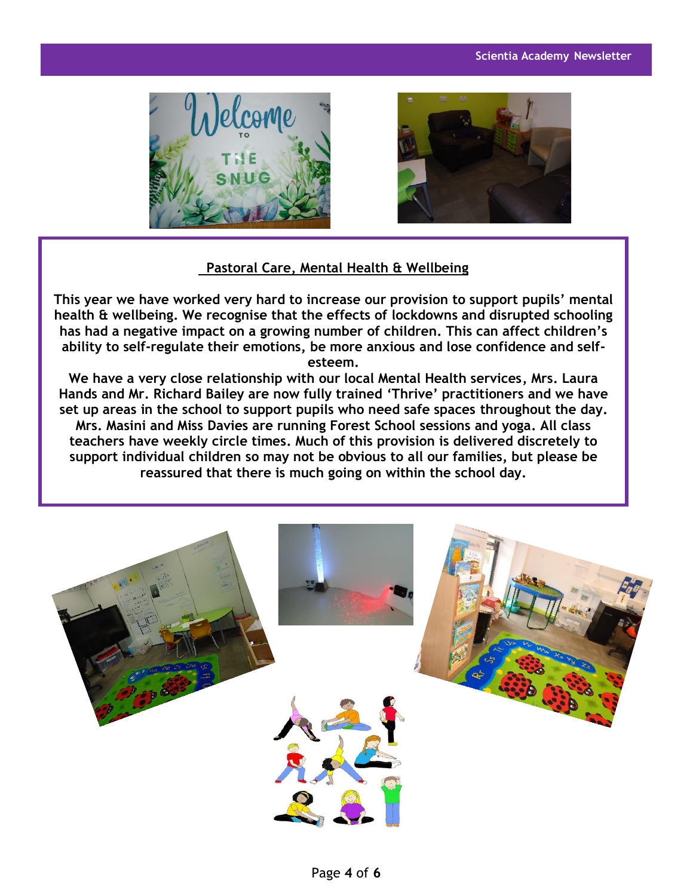## Pastoral Care, Mental Health & Wellbeing

**This year we have worked very hard to increase our provision to support pupils' mental health & wellbeing. We recognise that the effects of lockdowns and disrupted schooling has had a negative impact on a growing number of children. This can affect children's ability to self-regulate their emotions, be more anxious and lose confidence and self-esteem.**

**We have a very close relationship with our local Mental Health services, Mrs. Laura Hands and Mr. Richard Bailey are now fully trained 'Thrive' practitioners and we have set up areas in the school to support pupils who need safe spaces throughout the day. Mrs. Masini and Miss Davies are running Forest School sessions and yoga. All class teachers have weekly circle times. Much of this provision is delivered discretely to support individual children so may not be obvious to all our families, but please be reassured that there is much going on within the school day.**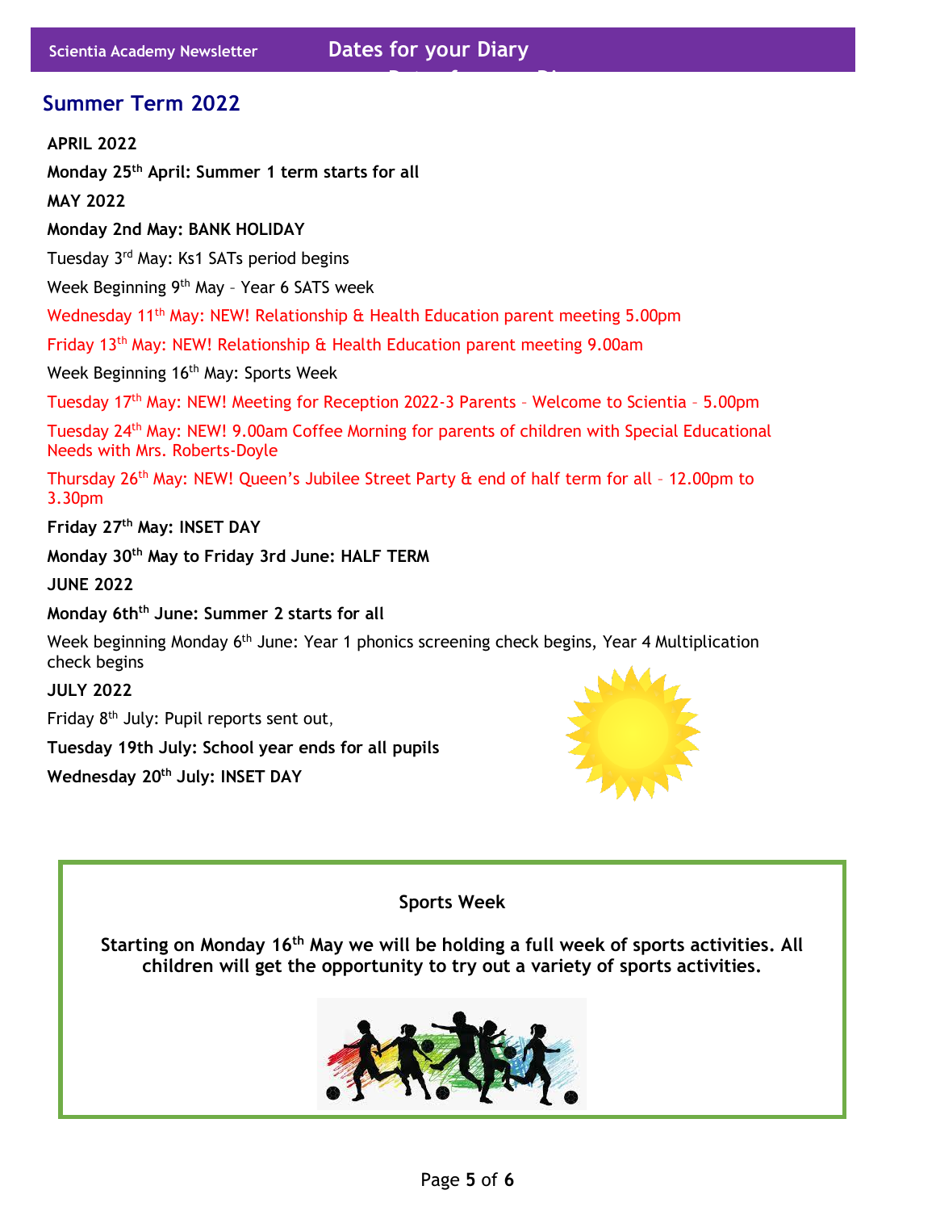## Dates for your Diary

### Summer Term 2022

**APRIL 2022**

**Monday 25th April: Summer 1 term starts for all**

**MAY 2022**

**Monday 2nd May: BANK HOLIDAY**

Tuesday 3rd May: Ks1 SATs period begins

Week Beginning 9th May – Year 6 SATS week

Wednesday 11th May: NEW! Relationship & Health Education parent meeting 5.00pm

Friday 13th May: NEW! Relationship & Health Education parent meeting 9.00am

Week Beginning 16th May: Sports Week

Tuesday 17th May: NEW! Meeting for Reception 2022-3 Parents – Welcome to Scientia – 5.00pm

Tuesday 24th May: NEW! 9.00am Coffee Morning for parents of children with Special Educational Needs with Mrs. Roberts-Doyle

Thursday 26th May: NEW! Queen's Jubilee Street Party & end of half term for all – 12.00pm to 3.30pm

**Friday 27th May: INSET DAY**

**Monday 30th May to Friday 3rd June: HALF TERM**

**JUNE 2022**

**Monday 6thth June: Summer 2 starts for all**

Week beginning Monday 6th June: Year 1 phonics screening check begins, Year 4 Multiplication check begins

**JULY 2022**

Friday 8th July: Pupil reports sent out,

**Tuesday 19th July: School year ends for all pupils**

**Wednesday 20th July: INSET DAY**

---

**Sports Week**

**Starting on Monday 16th May we will be holding a full week of sports activities. All children will get the opportunity to try out a variety of sports activities.**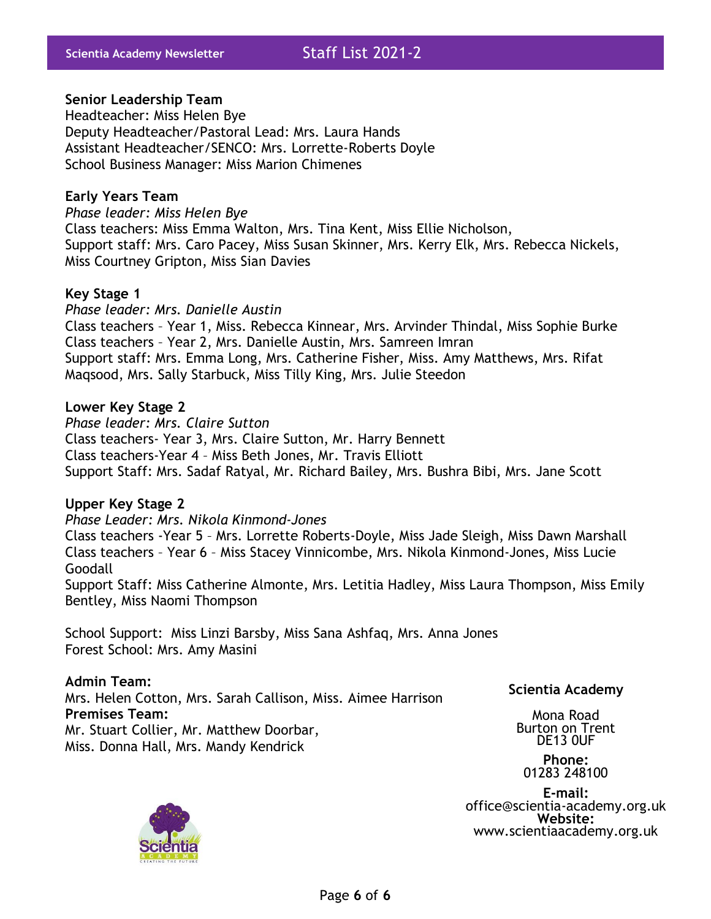# Staff List 2021-2

**Senior Leadership Team**
Headteacher: Miss Helen Bye
Deputy Headteacher/Pastoral Lead: Mrs. Laura Hands
Assistant Headteacher/SENCO: Mrs. Lorrette-Roberts Doyle
School Business Manager: Miss Marion Chimenes

**Early Years Team**
*Phase leader: Miss Helen Bye*
Class teachers: Miss Emma Walton, Mrs. Tina Kent, Miss Ellie Nicholson,
Support staff: Mrs. Caro Pacey, Miss Susan Skinner, Mrs. Kerry Elk, Mrs. Rebecca Nickels, Miss Courtney Gripton, Miss Sian Davies

**Key Stage 1**
*Phase leader: Mrs. Danielle Austin*
Class teachers – Year 1, Miss. Rebecca Kinnear, Mrs. Arvinder Thindal, Miss Sophie Burke
Class teachers – Year 2, Mrs. Danielle Austin, Mrs. Samreen Imran
Support staff: Mrs. Emma Long, Mrs. Catherine Fisher, Miss. Amy Matthews, Mrs. Rifat Maqsood, Mrs. Sally Starbuck, Miss Tilly King, Mrs. Julie Steedon

**Lower Key Stage 2**
*Phase leader: Mrs. Claire Sutton*
Class teachers- Year 3, Mrs. Claire Sutton, Mr. Harry Bennett
Class teachers-Year 4 – Miss Beth Jones, Mr. Travis Elliott
Support Staff: Mrs. Sadaf Ratyal, Mr. Richard Bailey, Mrs. Bushra Bibi, Mrs. Jane Scott

**Upper Key Stage 2**
*Phase Leader: Mrs. Nikola Kinmond-Jones*
Class teachers -Year 5 – Mrs. Lorrette Roberts-Doyle, Miss Jade Sleigh, Miss Dawn Marshall
Class teachers – Year 6 – Miss Stacey Vinnicombe, Mrs. Nikola Kinmond-Jones, Miss Lucie Goodall
Support Staff: Miss Catherine Almonte, Mrs. Letitia Hadley, Miss Laura Thompson, Miss Emily Bentley, Miss Naomi Thompson

School Support: Miss Linzi Barsby, Miss Sana Ashfaq, Mrs. Anna Jones
Forest School: Mrs. Amy Masini

**Admin Team:**
Mrs. Helen Cotton, Mrs. Sarah Callison, Miss. Aimee Harrison
**Premises Team:**
Mr. Stuart Collier, Mr. Matthew Doorbar,
Miss. Donna Hall, Mrs. Mandy Kendrick

**Scientia Academy**

Mona Road
Burton on Trent
DE13 0UF

**Phone:**
01283 248100

**E-mail:**
office@scientia-academy.org.uk
**Website:**
www.scientiaacademy.org.uk